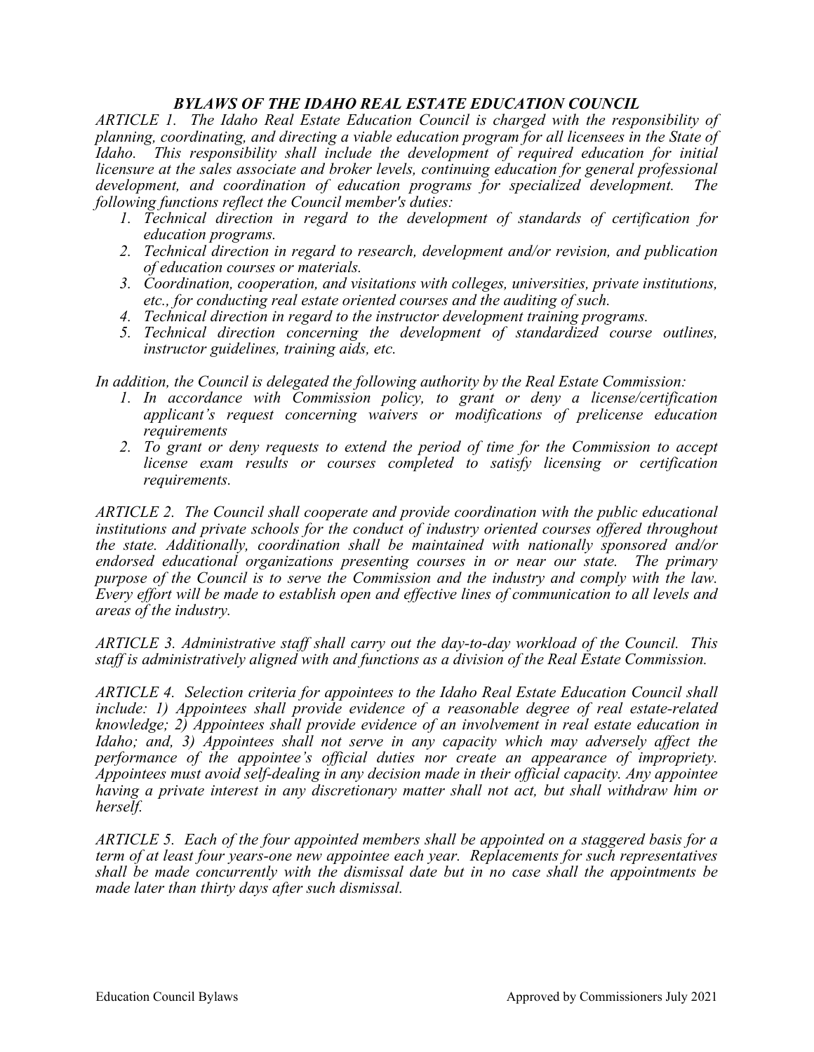# *BYLAWS OF THE IDAHO REAL ESTATE EDUCATION COUNCIL*

*ARTICLE 1. The Idaho Real Estate Education Council is charged with the responsibility of planning, coordinating, and directing a viable education program for all licensees in the State of Idaho. This responsibility shall include the development of required education for initial licensure at the sales associate and broker levels, continuing education for general professional development, and coordination of education programs for specialized development. The following functions reflect the Council member's duties:*

1. *Technical direction in regard to the development of standards of certification for education programs.*
2. *Technical direction in regard to research, development and/or revision, and publication of education courses or materials.*
3. *Coordination, cooperation, and visitations with colleges, universities, private institutions, etc., for conducting real estate oriented courses and the auditing of such.*
4. *Technical direction in regard to the instructor development training programs.*
5. *Technical direction concerning the development of standardized course outlines, instructor guidelines, training aids, etc.*

*In addition, the Council is delegated the following authority by the Real Estate Commission:*

1. *In accordance with Commission policy, to grant or deny a license/certification applicant's request concerning waivers or modifications of prelicense education requirements*
2. *To grant or deny requests to extend the period of time for the Commission to accept license exam results or courses completed to satisfy licensing or certification requirements.*

*ARTICLE 2. The Council shall cooperate and provide coordination with the public educational institutions and private schools for the conduct of industry oriented courses offered throughout the state. Additionally, coordination shall be maintained with nationally sponsored and/or endorsed educational organizations presenting courses in or near our state. The primary purpose of the Council is to serve the Commission and the industry and comply with the law. Every effort will be made to establish open and effective lines of communication to all levels and areas of the industry.*

*ARTICLE 3. Administrative staff shall carry out the day-to-day workload of the Council. This staff is administratively aligned with and functions as a division of the Real Estate Commission.*

*ARTICLE 4. Selection criteria for appointees to the Idaho Real Estate Education Council shall include: 1) Appointees shall provide evidence of a reasonable degree of real estate-related knowledge; 2) Appointees shall provide evidence of an involvement in real estate education in Idaho; and, 3) Appointees shall not serve in any capacity which may adversely affect the performance of the appointee's official duties nor create an appearance of impropriety. Appointees must avoid self-dealing in any decision made in their official capacity. Any appointee having a private interest in any discretionary matter shall not act, but shall withdraw him or herself.*

*ARTICLE 5. Each of the four appointed members shall be appointed on a staggered basis for a term of at least four years-one new appointee each year. Replacements for such representatives shall be made concurrently with the dismissal date but in no case shall the appointments be made later than thirty days after such dismissal.*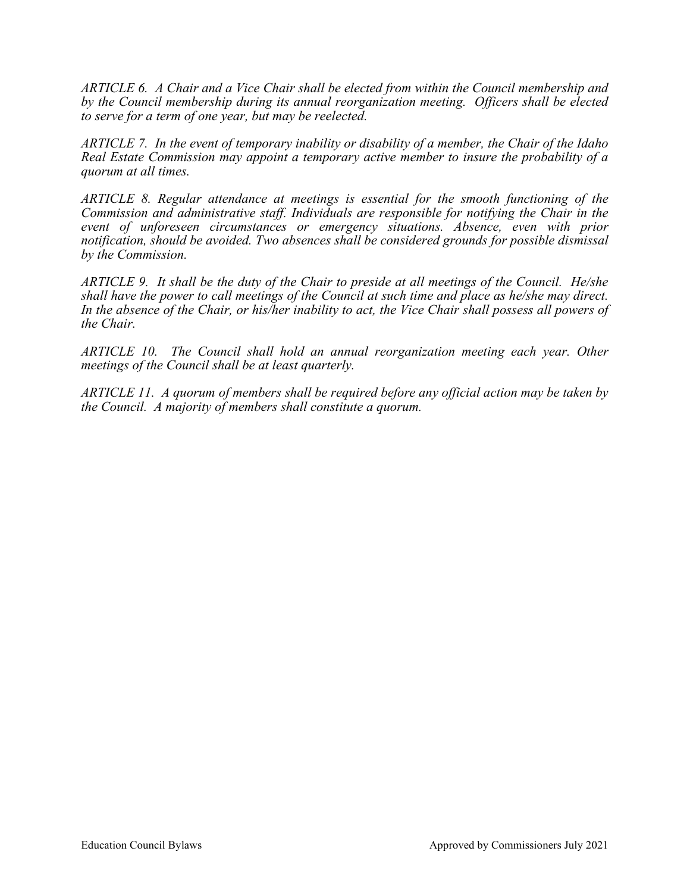*ARTICLE 6. A Chair and a Vice Chair shall be elected from within the Council membership and by the Council membership during its annual reorganization meeting. Officers shall be elected to serve for a term of one year, but may be reelected.*

*ARTICLE 7. In the event of temporary inability or disability of a member, the Chair of the Idaho Real Estate Commission may appoint a temporary active member to insure the probability of a quorum at all times.*

*ARTICLE 8. Regular attendance at meetings is essential for the smooth functioning of the Commission and administrative staff. Individuals are responsible for notifying the Chair in the event of unforeseen circumstances or emergency situations. Absence, even with prior notification, should be avoided. Two absences shall be considered grounds for possible dismissal by the Commission.*

*ARTICLE 9. It shall be the duty of the Chair to preside at all meetings of the Council. He/she shall have the power to call meetings of the Council at such time and place as he/she may direct. In the absence of the Chair, or his/her inability to act, the Vice Chair shall possess all powers of the Chair.*

*ARTICLE 10. The Council shall hold an annual reorganization meeting each year. Other meetings of the Council shall be at least quarterly.*

*ARTICLE 11. A quorum of members shall be required before any official action may be taken by the Council. A majority of members shall constitute a quorum.*